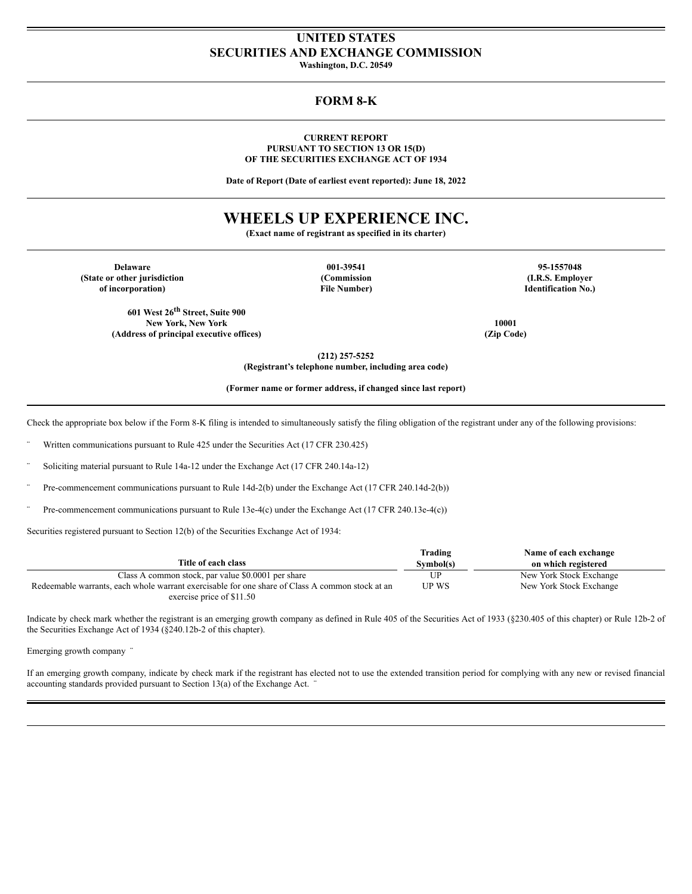# UNITED STATES
# SECURITIES AND EXCHANGE COMMISSION

**Washington, D.C. 20549**

## FORM 8-K

**CURRENT REPORT**
**PURSUANT TO SECTION 13 OR 15(D)**
**OF THE SECURITIES EXCHANGE ACT OF 1934**

**Date of Report (Date of earliest event reported): June 18, 2022**

# WHEELS UP EXPERIENCE INC.

**(Exact name of registrant as specified in its charter)**

| **Delaware** | **001-39541** | **95-1557048** |
|---|---|---|
| **(State or other jurisdiction of incorporation)** | **(Commission File Number)** | **(I.R.S. Employer Identification No.)** |

| **601 West 26th Street, Suite 900 New York, New York** | **10001** |
|---|---|
| **(Address of principal executive offices)** | **(Zip Code)** |

**(212) 257-5252**
**(Registrant's telephone number, including area code)**

**(Former name or former address, if changed since last report)**

Check the appropriate box below if the Form 8-K filing is intended to simultaneously satisfy the filing obligation of the registrant under any of the following provisions:

¨ Written communications pursuant to Rule 425 under the Securities Act (17 CFR 230.425)

¨ Soliciting material pursuant to Rule 14a-12 under the Exchange Act (17 CFR 240.14a-12)

¨ Pre-commencement communications pursuant to Rule 14d-2(b) under the Exchange Act (17 CFR 240.14d-2(b))

¨ Pre-commencement communications pursuant to Rule 13e-4(c) under the Exchange Act (17 CFR 240.13e-4(c))

Securities registered pursuant to Section 12(b) of the Securities Exchange Act of 1934:

| Title of each class | Trading Symbol(s) | Name of each exchange on which registered |
|---|---|---|
| Class A common stock, par value $0.0001 per share | UP | New York Stock Exchange |
| Redeemable warrants, each whole warrant exercisable for one share of Class A common stock at an exercise price of $11.50 | UP WS | New York Stock Exchange |

Indicate by check mark whether the registrant is an emerging growth company as defined in Rule 405 of the Securities Act of 1933 (§230.405 of this chapter) or Rule 12b-2 of the Securities Exchange Act of 1934 (§240.12b-2 of this chapter).

Emerging growth company ¨

If an emerging growth company, indicate by check mark if the registrant has elected not to use the extended transition period for complying with any new or revised financial accounting standards provided pursuant to Section 13(a) of the Exchange Act. ¨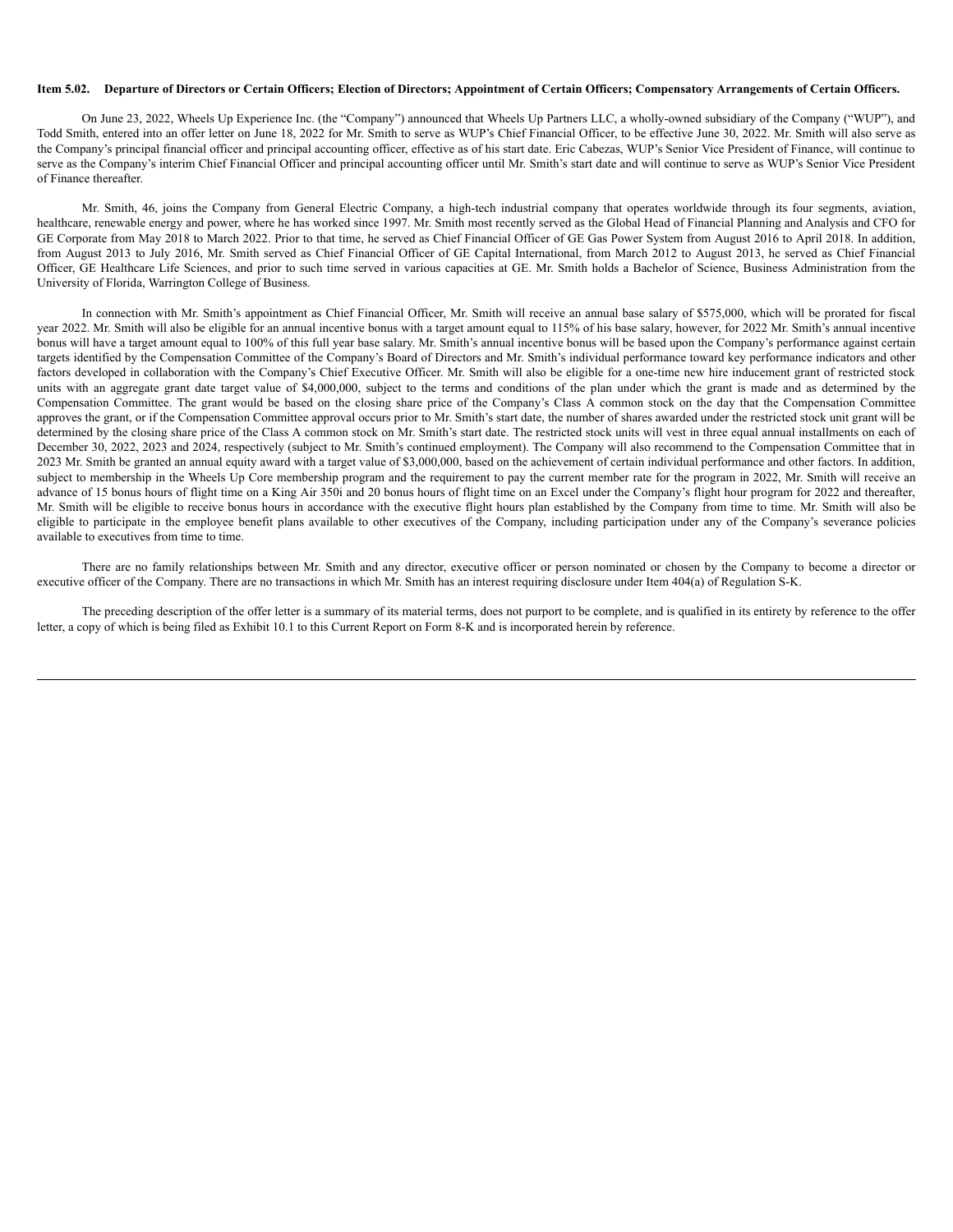**Item 5.02. Departure of Directors or Certain Officers; Election of Directors; Appointment of Certain Officers; Compensatory Arrangements of Certain Officers.**

On June 23, 2022, Wheels Up Experience Inc. (the "Company") announced that Wheels Up Partners LLC, a wholly-owned subsidiary of the Company ("WUP"), and Todd Smith, entered into an offer letter on June 18, 2022 for Mr. Smith to serve as WUP's Chief Financial Officer, to be effective June 30, 2022. Mr. Smith will also serve as the Company's principal financial officer and principal accounting officer, effective as of his start date. Eric Cabezas, WUP's Senior Vice President of Finance, will continue to serve as the Company's interim Chief Financial Officer and principal accounting officer until Mr. Smith's start date and will continue to serve as WUP's Senior Vice President of Finance thereafter.

Mr. Smith, 46, joins the Company from General Electric Company, a high-tech industrial company that operates worldwide through its four segments, aviation, healthcare, renewable energy and power, where he has worked since 1997. Mr. Smith most recently served as the Global Head of Financial Planning and Analysis and CFO for GE Corporate from May 2018 to March 2022. Prior to that time, he served as Chief Financial Officer of GE Gas Power System from August 2016 to April 2018. In addition, from August 2013 to July 2016, Mr. Smith served as Chief Financial Officer of GE Capital International, from March 2012 to August 2013, he served as Chief Financial Officer, GE Healthcare Life Sciences, and prior to such time served in various capacities at GE. Mr. Smith holds a Bachelor of Science, Business Administration from the University of Florida, Warrington College of Business.

In connection with Mr. Smith's appointment as Chief Financial Officer, Mr. Smith will receive an annual base salary of $575,000, which will be prorated for fiscal year 2022. Mr. Smith will also be eligible for an annual incentive bonus with a target amount equal to 115% of his base salary, however, for 2022 Mr. Smith's annual incentive bonus will have a target amount equal to 100% of this full year base salary. Mr. Smith's annual incentive bonus will be based upon the Company's performance against certain targets identified by the Compensation Committee of the Company's Board of Directors and Mr. Smith's individual performance toward key performance indicators and other factors developed in collaboration with the Company's Chief Executive Officer. Mr. Smith will also be eligible for a one-time new hire inducement grant of restricted stock units with an aggregate grant date target value of $4,000,000, subject to the terms and conditions of the plan under which the grant is made and as determined by the Compensation Committee. The grant would be based on the closing share price of the Company's Class A common stock on the day that the Compensation Committee approves the grant, or if the Compensation Committee approval occurs prior to Mr. Smith's start date, the number of shares awarded under the restricted stock unit grant will be determined by the closing share price of the Class A common stock on Mr. Smith's start date. The restricted stock units will vest in three equal annual installments on each of December 30, 2022, 2023 and 2024, respectively (subject to Mr. Smith's continued employment). The Company will also recommend to the Compensation Committee that in 2023 Mr. Smith be granted an annual equity award with a target value of $3,000,000, based on the achievement of certain individual performance and other factors. In addition, subject to membership in the Wheels Up Core membership program and the requirement to pay the current member rate for the program in 2022, Mr. Smith will receive an advance of 15 bonus hours of flight time on a King Air 350i and 20 bonus hours of flight time on an Excel under the Company's flight hour program for 2022 and thereafter, Mr. Smith will be eligible to receive bonus hours in accordance with the executive flight hours plan established by the Company from time to time. Mr. Smith will also be eligible to participate in the employee benefit plans available to other executives of the Company, including participation under any of the Company's severance policies available to executives from time to time.

There are no family relationships between Mr. Smith and any director, executive officer or person nominated or chosen by the Company to become a director or executive officer of the Company. There are no transactions in which Mr. Smith has an interest requiring disclosure under Item 404(a) of Regulation S-K.

The preceding description of the offer letter is a summary of its material terms, does not purport to be complete, and is qualified in its entirety by reference to the offer letter, a copy of which is being filed as Exhibit 10.1 to this Current Report on Form 8-K and is incorporated herein by reference.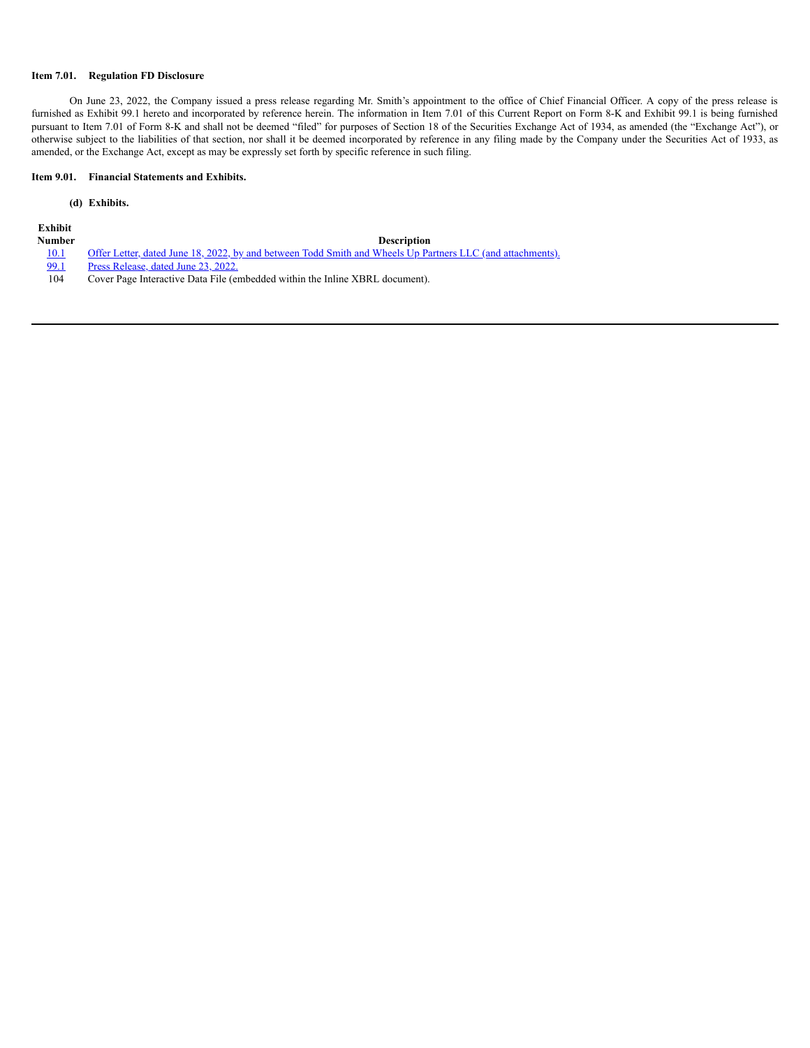**Item 7.01. Regulation FD Disclosure**

On June 23, 2022, the Company issued a press release regarding Mr. Smith's appointment to the office of Chief Financial Officer. A copy of the press release is furnished as Exhibit 99.1 hereto and incorporated by reference herein. The information in Item 7.01 of this Current Report on Form 8-K and Exhibit 99.1 is being furnished pursuant to Item 7.01 of Form 8-K and shall not be deemed "filed" for purposes of Section 18 of the Securities Exchange Act of 1934, as amended (the "Exchange Act"), or otherwise subject to the liabilities of that section, nor shall it be deemed incorporated by reference in any filing made by the Company under the Securities Act of 1933, as amended, or the Exchange Act, except as may be expressly set forth by specific reference in such filing.

**Item 9.01. Financial Statements and Exhibits.**

**(d) Exhibits.**

| Exhibit Number | Description |
|---|---|
| 10.1 | Offer Letter, dated June 18, 2022, by and between Todd Smith and Wheels Up Partners LLC (and attachments). |
| 99.1 | Press Release, dated June 23, 2022. |
| 104 | Cover Page Interactive Data File (embedded within the Inline XBRL document). |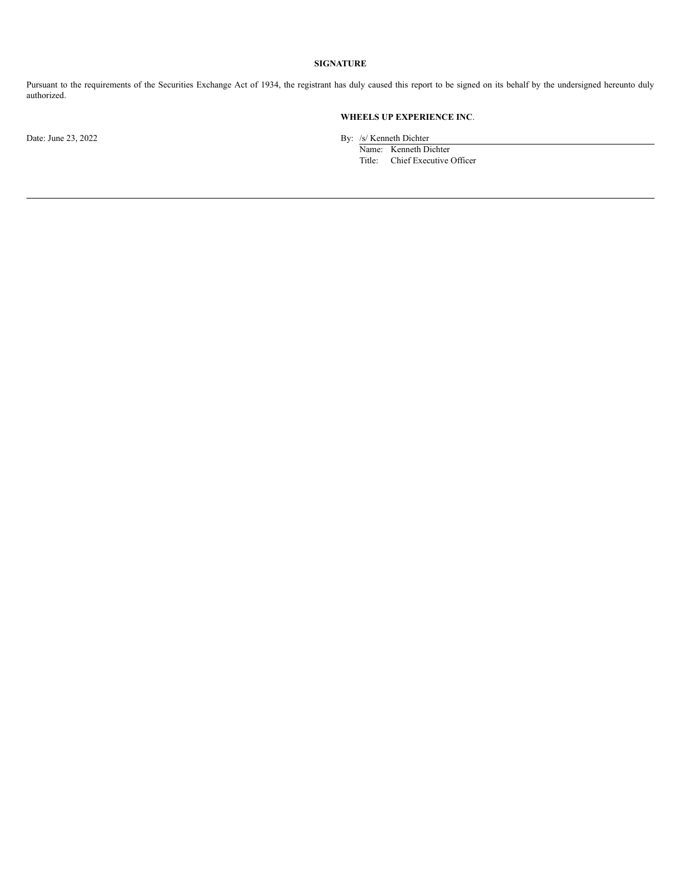## SIGNATURE

Pursuant to the requirements of the Securities Exchange Act of 1934, the registrant has duly caused this report to be signed on its behalf by the undersigned hereunto duly authorized.

**WHEELS UP EXPERIENCE INC**.

Date: June 23, 2022

By: /s/ Kenneth Dichter
Name: Kenneth Dichter
Title: Chief Executive Officer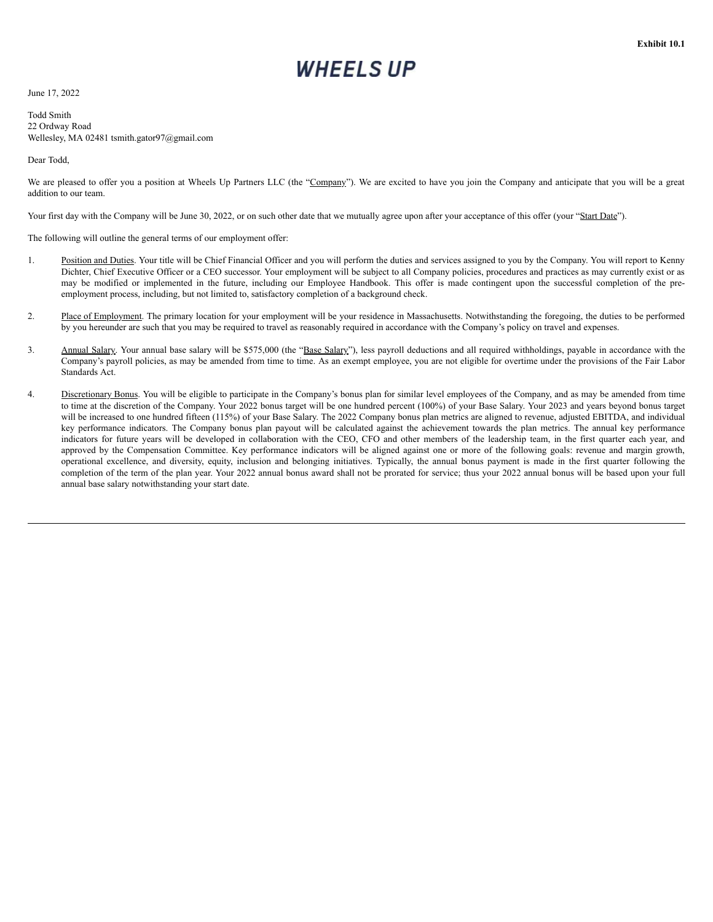**Exhibit 10.1**

**WHEELS UP**

June 17, 2022

Todd Smith
22 Ordway Road
Wellesley, MA 02481 tsmith.gator97@gmail.com

Dear Todd,

We are pleased to offer you a position at Wheels Up Partners LLC (the "Company"). We are excited to have you join the Company and anticipate that you will be a great addition to our team.

Your first day with the Company will be June 30, 2022, or on such other date that we mutually agree upon after your acceptance of this offer (your "Start Date").

The following will outline the general terms of our employment offer:

1. Position and Duties. Your title will be Chief Financial Officer and you will perform the duties and services assigned to you by the Company. You will report to Kenny Dichter, Chief Executive Officer or a CEO successor. Your employment will be subject to all Company policies, procedures and practices as may currently exist or as may be modified or implemented in the future, including our Employee Handbook. This offer is made contingent upon the successful completion of the pre-employment process, including, but not limited to, satisfactory completion of a background check.

2. Place of Employment. The primary location for your employment will be your residence in Massachusetts. Notwithstanding the foregoing, the duties to be performed by you hereunder are such that you may be required to travel as reasonably required in accordance with the Company's policy on travel and expenses.

3. Annual Salary. Your annual base salary will be $575,000 (the "Base Salary"), less payroll deductions and all required withholdings, payable in accordance with the Company's payroll policies, as may be amended from time to time. As an exempt employee, you are not eligible for overtime under the provisions of the Fair Labor Standards Act.

4. Discretionary Bonus. You will be eligible to participate in the Company's bonus plan for similar level employees of the Company, and as may be amended from time to time at the discretion of the Company. Your 2022 bonus target will be one hundred percent (100%) of your Base Salary. Your 2023 and years beyond bonus target will be increased to one hundred fifteen (115%) of your Base Salary. The 2022 Company bonus plan metrics are aligned to revenue, adjusted EBITDA, and individual key performance indicators. The Company bonus plan payout will be calculated against the achievement towards the plan metrics. The annual key performance indicators for future years will be developed in collaboration with the CEO, CFO and other members of the leadership team, in the first quarter each year, and approved by the Compensation Committee. Key performance indicators will be aligned against one or more of the following goals: revenue and margin growth, operational excellence, and diversity, equity, inclusion and belonging initiatives. Typically, the annual bonus payment is made in the first quarter following the completion of the term of the plan year. Your 2022 annual bonus award shall not be prorated for service; thus your 2022 annual bonus will be based upon your full annual base salary notwithstanding your start date.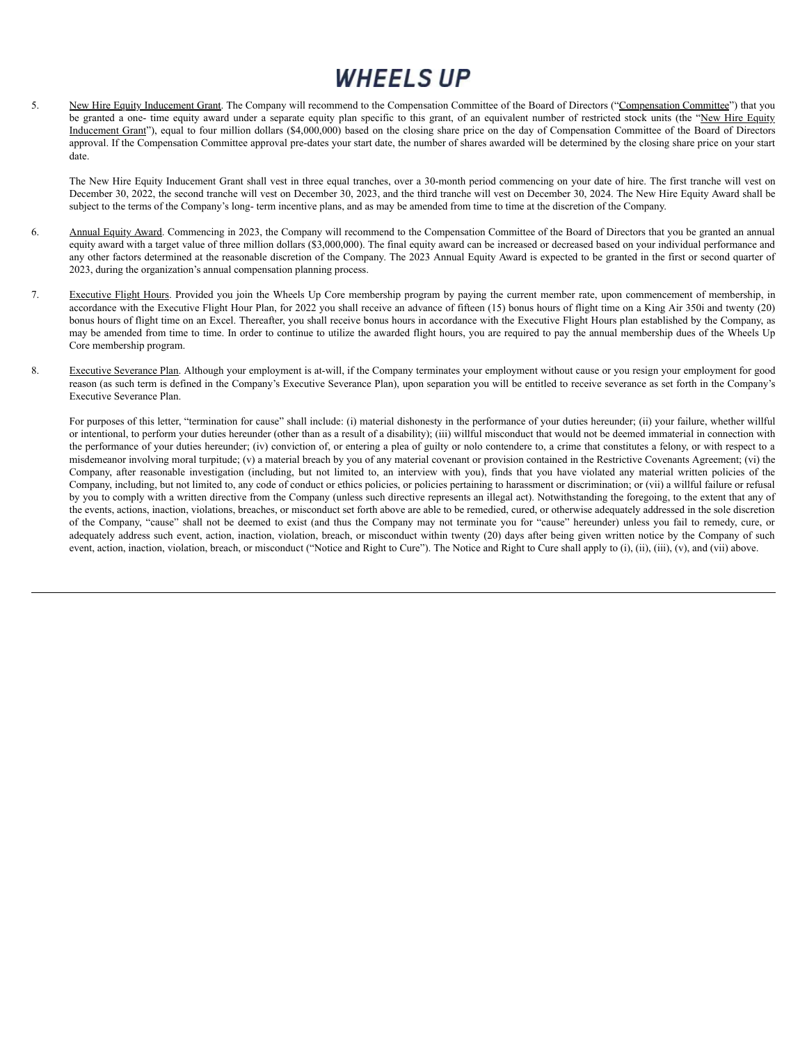5. New Hire Equity Inducement Grant. The Company will recommend to the Compensation Committee of the Board of Directors ("Compensation Committee") that you be granted a one- time equity award under a separate equity plan specific to this grant, of an equivalent number of restricted stock units (the "New Hire Equity Inducement Grant"), equal to four million dollars ($4,000,000) based on the closing share price on the day of Compensation Committee of the Board of Directors approval. If the Compensation Committee approval pre-dates your start date, the number of shares awarded will be determined by the closing share price on your start date.

   The New Hire Equity Inducement Grant shall vest in three equal tranches, over a 30-month period commencing on your date of hire. The first tranche will vest on December 30, 2022, the second tranche will vest on December 30, 2023, and the third tranche will vest on December 30, 2024. The New Hire Equity Award shall be subject to the terms of the Company's long- term incentive plans, and as may be amended from time to time at the discretion of the Company.

6. Annual Equity Award. Commencing in 2023, the Company will recommend to the Compensation Committee of the Board of Directors that you be granted an annual equity award with a target value of three million dollars ($3,000,000). The final equity award can be increased or decreased based on your individual performance and any other factors determined at the reasonable discretion of the Company. The 2023 Annual Equity Award is expected to be granted in the first or second quarter of 2023, during the organization's annual compensation planning process.

7. Executive Flight Hours. Provided you join the Wheels Up Core membership program by paying the current member rate, upon commencement of membership, in accordance with the Executive Flight Hour Plan, for 2022 you shall receive an advance of fifteen (15) bonus hours of flight time on a King Air 350i and twenty (20) bonus hours of flight time on an Excel. Thereafter, you shall receive bonus hours in accordance with the Executive Flight Hours plan established by the Company, as may be amended from time to time. In order to continue to utilize the awarded flight hours, you are required to pay the annual membership dues of the Wheels Up Core membership program.

8. Executive Severance Plan. Although your employment is at-will, if the Company terminates your employment without cause or you resign your employment for good reason (as such term is defined in the Company's Executive Severance Plan), upon separation you will be entitled to receive severance as set forth in the Company's Executive Severance Plan.

   For purposes of this letter, "termination for cause" shall include: (i) material dishonesty in the performance of your duties hereunder; (ii) your failure, whether willful or intentional, to perform your duties hereunder (other than as a result of a disability); (iii) willful misconduct that would not be deemed immaterial in connection with the performance of your duties hereunder; (iv) conviction of, or entering a plea of guilty or nolo contendere to, a crime that constitutes a felony, or with respect to a misdemeanor involving moral turpitude; (v) a material breach by you of any material covenant or provision contained in the Restrictive Covenants Agreement; (vi) the Company, after reasonable investigation (including, but not limited to, an interview with you), finds that you have violated any material written policies of the Company, including, but not limited to, any code of conduct or ethics policies, or policies pertaining to harassment or discrimination; or (vii) a willful failure or refusal by you to comply with a written directive from the Company (unless such directive represents an illegal act). Notwithstanding the foregoing, to the extent that any of the events, actions, inaction, violations, breaches, or misconduct set forth above are able to be remedied, cured, or otherwise adequately addressed in the sole discretion of the Company, "cause" shall not be deemed to exist (and thus the Company may not terminate you for "cause" hereunder) unless you fail to remedy, cure, or adequately address such event, action, inaction, violation, breach, or misconduct within twenty (20) days after being given written notice by the Company of such event, action, inaction, violation, breach, or misconduct ("Notice and Right to Cure"). The Notice and Right to Cure shall apply to (i), (ii), (iii), (v), and (vii) above.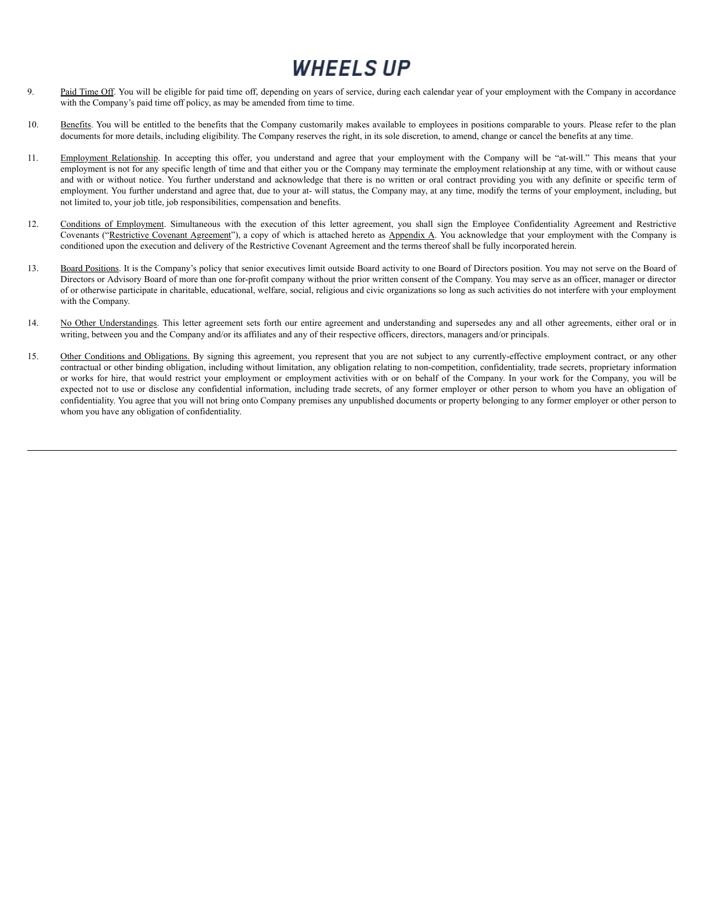9. Paid Time Off. You will be eligible for paid time off, depending on years of service, during each calendar year of your employment with the Company in accordance with the Company's paid time off policy, as may be amended from time to time.

10. Benefits. You will be entitled to the benefits that the Company customarily makes available to employees in positions comparable to yours. Please refer to the plan documents for more details, including eligibility. The Company reserves the right, in its sole discretion, to amend, change or cancel the benefits at any time.

11. Employment Relationship. In accepting this offer, you understand and agree that your employment with the Company will be "at-will." This means that your employment is not for any specific length of time and that either you or the Company may terminate the employment relationship at any time, with or without cause and with or without notice. You further understand and acknowledge that there is no written or oral contract providing you with any definite or specific term of employment. You further understand and agree that, due to your at- will status, the Company may, at any time, modify the terms of your employment, including, but not limited to, your job title, job responsibilities, compensation and benefits.

12. Conditions of Employment. Simultaneous with the execution of this letter agreement, you shall sign the Employee Confidentiality Agreement and Restrictive Covenants ("Restrictive Covenant Agreement"), a copy of which is attached hereto as Appendix A. You acknowledge that your employment with the Company is conditioned upon the execution and delivery of the Restrictive Covenant Agreement and the terms thereof shall be fully incorporated herein.

13. Board Positions. It is the Company's policy that senior executives limit outside Board activity to one Board of Directors position. You may not serve on the Board of Directors or Advisory Board of more than one for-profit company without the prior written consent of the Company. You may serve as an officer, manager or director of or otherwise participate in charitable, educational, welfare, social, religious and civic organizations so long as such activities do not interfere with your employment with the Company.

14. No Other Understandings. This letter agreement sets forth our entire agreement and understanding and supersedes any and all other agreements, either oral or in writing, between you and the Company and/or its affiliates and any of their respective officers, directors, managers and/or principals.

15. Other Conditions and Obligations. By signing this agreement, you represent that you are not subject to any currently-effective employment contract, or any other contractual or other binding obligation, including without limitation, any obligation relating to non-competition, confidentiality, trade secrets, proprietary information or works for hire, that would restrict your employment or employment activities with or on behalf of the Company. In your work for the Company, you will be expected not to use or disclose any confidential information, including trade secrets, of any former employer or other person to whom you have an obligation of confidentiality. You agree that you will not bring onto Company premises any unpublished documents or property belonging to any former employer or other person to whom you have any obligation of confidentiality.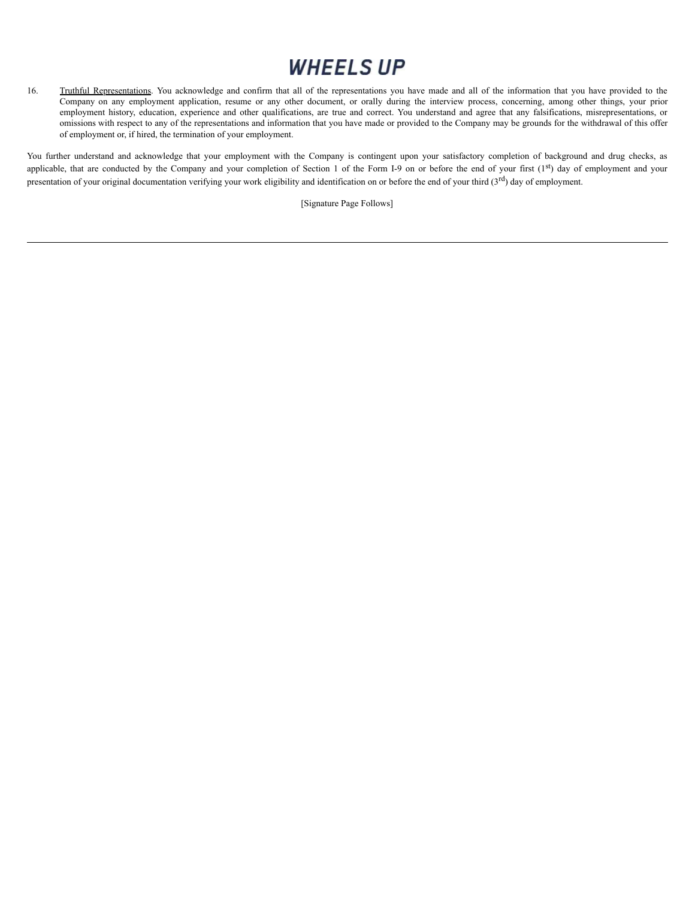16. Truthful Representations. You acknowledge and confirm that all of the representations you have made and all of the information that you have provided to the Company on any employment application, resume or any other document, or orally during the interview process, concerning, among other things, your prior employment history, education, experience and other qualifications, are true and correct. You understand and agree that any falsifications, misrepresentations, or omissions with respect to any of the representations and information that you have made or provided to the Company may be grounds for the withdrawal of this offer of employment or, if hired, the termination of your employment.

You further understand and acknowledge that your employment with the Company is contingent upon your satisfactory completion of background and drug checks, as applicable, that are conducted by the Company and your completion of Section 1 of the Form I-9 on or before the end of your first (1st) day of employment and your presentation of your original documentation verifying your work eligibility and identification on or before the end of your third (3rd) day of employment.

[Signature Page Follows]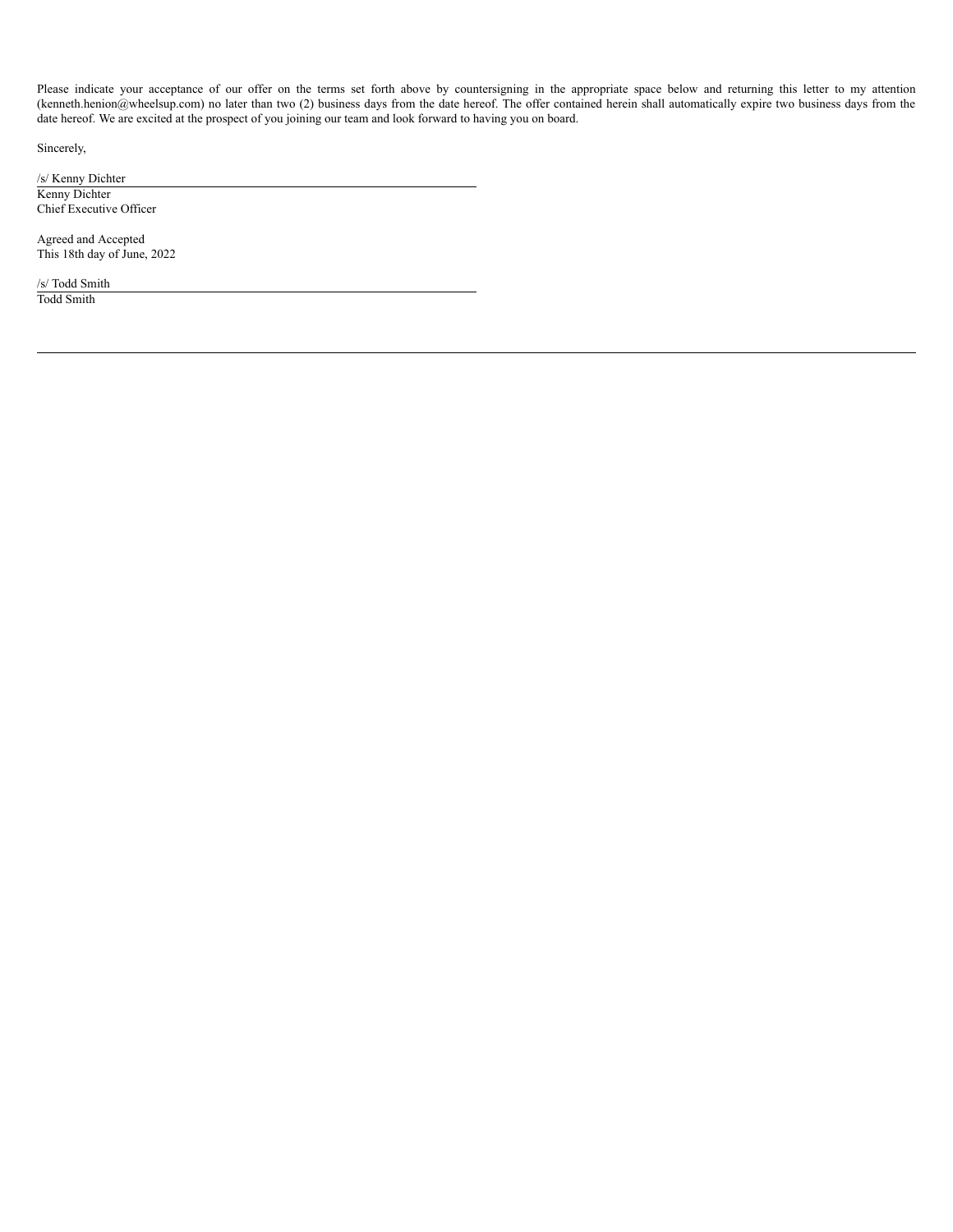Please indicate your acceptance of our offer on the terms set forth above by countersigning in the appropriate space below and returning this letter to my attention (kenneth.henion@wheelsup.com) no later than two (2) business days from the date hereof. The offer contained herein shall automatically expire two business days from the date hereof. We are excited at the prospect of you joining our team and look forward to having you on board.

Sincerely,

/s/ Kenny Dichter  
Kenny Dichter  
Chief Executive Officer

Agreed and Accepted  
This 18th day of June, 2022

/s/ Todd Smith  
Todd Smith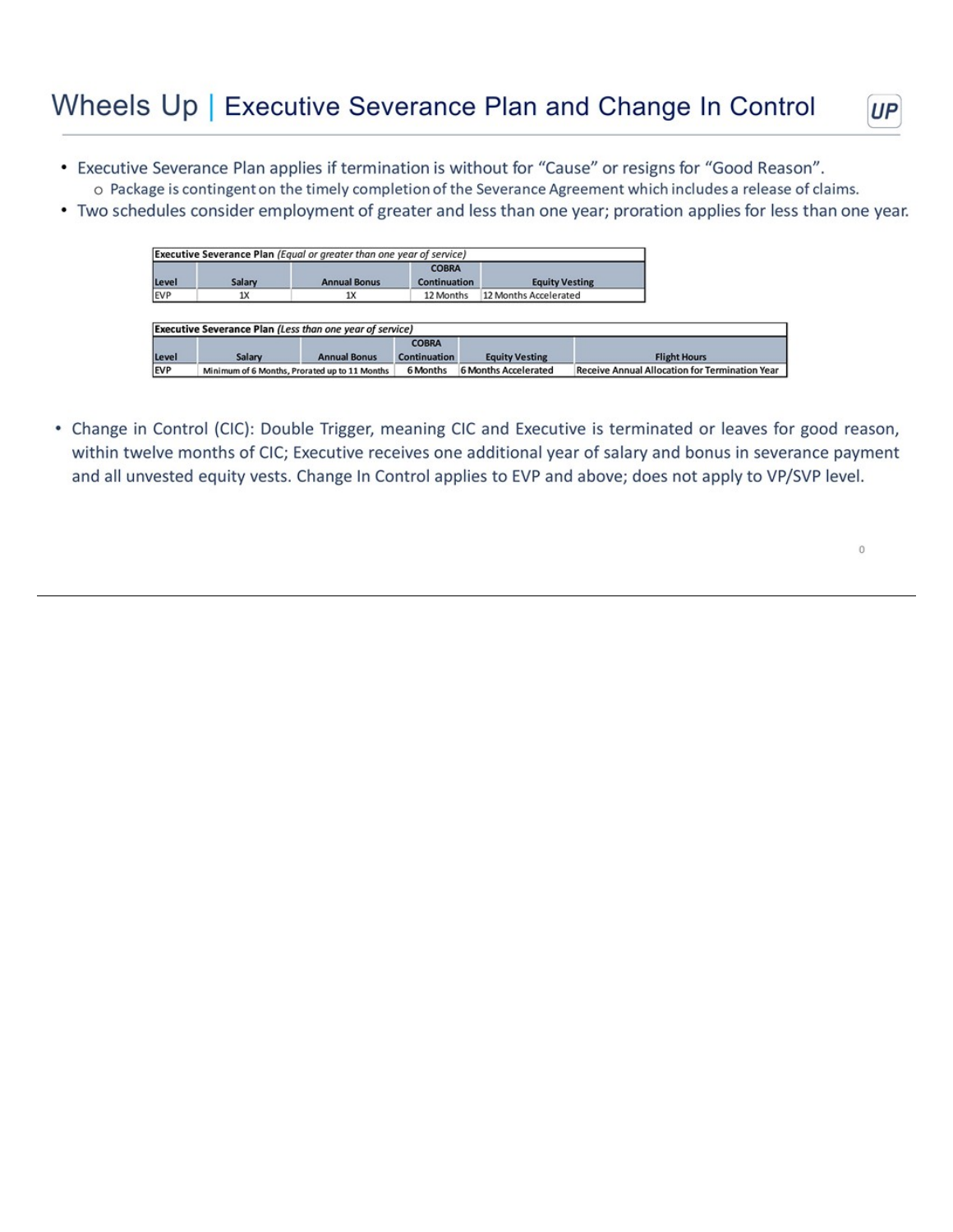# Wheels Up | Executive Severance Plan and Change In Control

- Executive Severance Plan applies if termination is without for "Cause" or resigns for "Good Reason".
  - Package is contingent on the timely completion of the Severance Agreement which includes a release of claims.
- Two schedules consider employment of greater and less than one year; proration applies for less than one year.

| **Executive Severance Plan** *(Equal or greater than one year of service)* | | | | |
|---|---|---|---|---|
| Level | Salary | Annual Bonus | COBRA Continuation | Equity Vesting |
| EVP | 1X | 1X | 12 Months | 12 Months Accelerated |

| **Executive Severance Plan** *(Less than one year of service)* | | | | | |
|---|---|---|---|---|---|
| Level | Salary | Annual Bonus | COBRA Continuation | Equity Vesting | Flight Hours |
| EVP | Minimum of 6 Months, Prorated up to 11 Months | | 6 Months | 6 Months Accelerated | Receive Annual Allocation for Termination Year |

- Change in Control (CIC): Double Trigger, meaning CIC and Executive is terminated or leaves for good reason, within twelve months of CIC; Executive receives one additional year of salary and bonus in severance payment and all unvested equity vests. Change In Control applies to EVP and above; does not apply to VP/SVP level.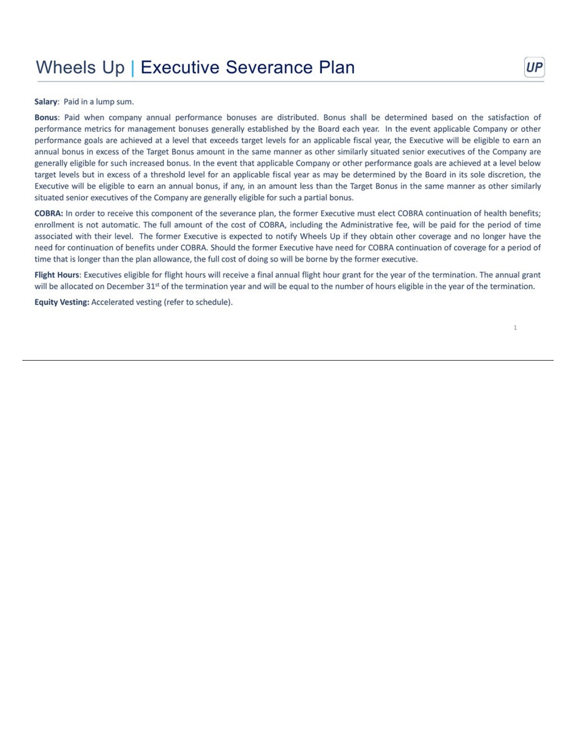# Wheels Up | Executive Severance Plan

**Salary**: Paid in a lump sum.

**Bonus**: Paid when company annual performance bonuses are distributed. Bonus shall be determined based on the satisfaction of performance metrics for management bonuses generally established by the Board each year. In the event applicable Company or other performance goals are achieved at a level that exceeds target levels for an applicable fiscal year, the Executive will be eligible to earn an annual bonus in excess of the Target Bonus amount in the same manner as other similarly situated senior executives of the Company are generally eligible for such increased bonus. In the event that applicable Company or other performance goals are achieved at a level below target levels but in excess of a threshold level for an applicable fiscal year as may be determined by the Board in its sole discretion, the Executive will be eligible to earn an annual bonus, if any, in an amount less than the Target Bonus in the same manner as other similarly situated senior executives of the Company are generally eligible for such a partial bonus.

**COBRA:** In order to receive this component of the severance plan, the former Executive must elect COBRA continuation of health benefits; enrollment is not automatic. The full amount of the cost of COBRA, including the Administrative fee, will be paid for the period of time associated with their level. The former Executive is expected to notify Wheels Up if they obtain other coverage and no longer have the need for continuation of benefits under COBRA. Should the former Executive have need for COBRA continuation of coverage for a period of time that is longer than the plan allowance, the full cost of doing so will be borne by the former executive.

**Flight Hours**: Executives eligible for flight hours will receive a final annual flight hour grant for the year of the termination. The annual grant will be allocated on December 31st of the termination year and will be equal to the number of hours eligible in the year of the termination.

**Equity Vesting:** Accelerated vesting (refer to schedule).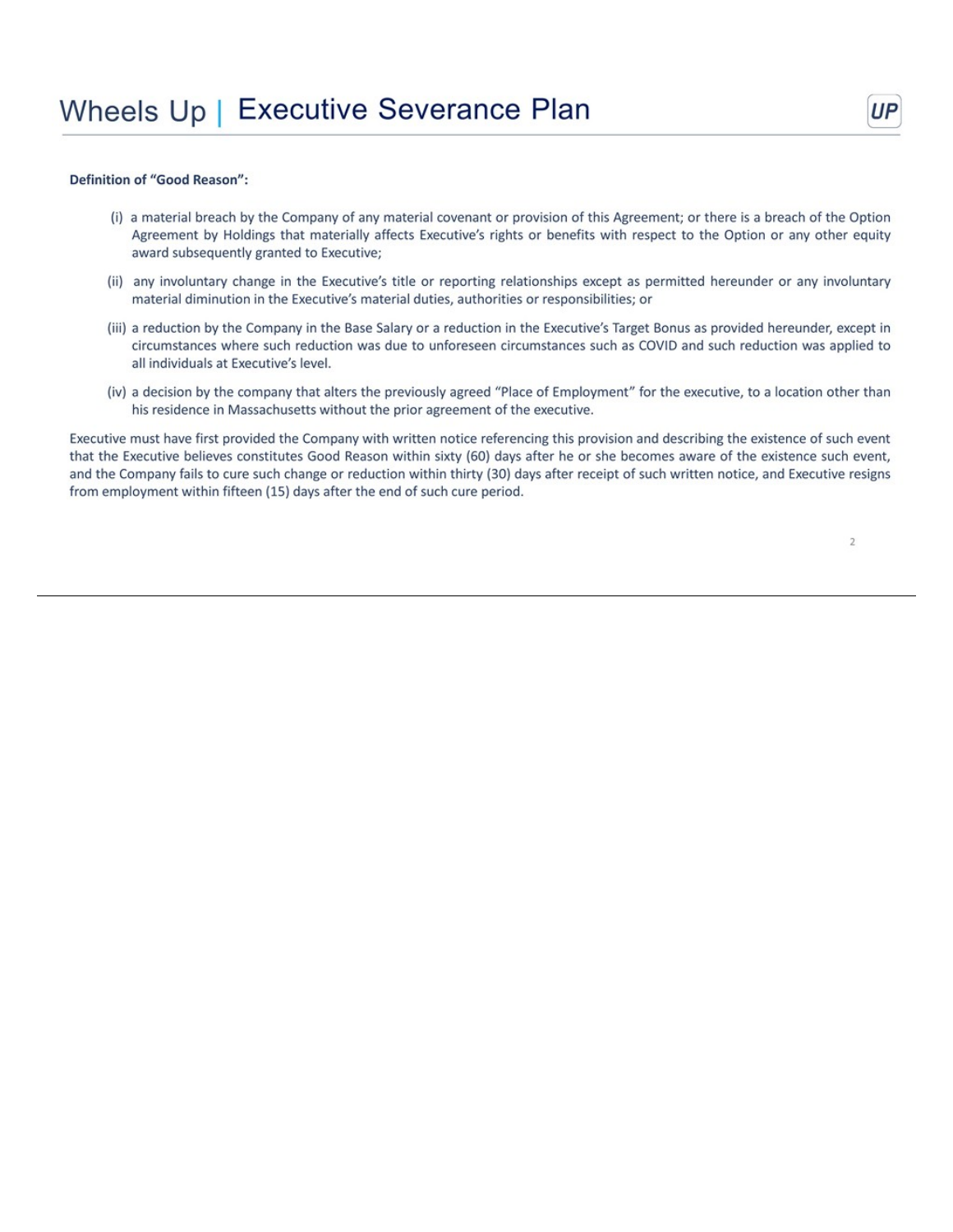# Wheels Up | Executive Severance Plan

**Definition of "Good Reason":**

(i) a material breach by the Company of any material covenant or provision of this Agreement; or there is a breach of the Option Agreement by Holdings that materially affects Executive's rights or benefits with respect to the Option or any other equity award subsequently granted to Executive;

(ii) any involuntary change in the Executive's title or reporting relationships except as permitted hereunder or any involuntary material diminution in the Executive's material duties, authorities or responsibilities; or

(iii) a reduction by the Company in the Base Salary or a reduction in the Executive's Target Bonus as provided hereunder, except in circumstances where such reduction was due to unforeseen circumstances such as COVID and such reduction was applied to all individuals at Executive's level.

(iv) a decision by the company that alters the previously agreed "Place of Employment" for the executive, to a location other than his residence in Massachusetts without the prior agreement of the executive.

Executive must have first provided the Company with written notice referencing this provision and describing the existence of such event that the Executive believes constitutes Good Reason within sixty (60) days after he or she becomes aware of the existence such event, and the Company fails to cure such change or reduction within thirty (30) days after receipt of such written notice, and Executive resigns from employment within fifteen (15) days after the end of such cure period.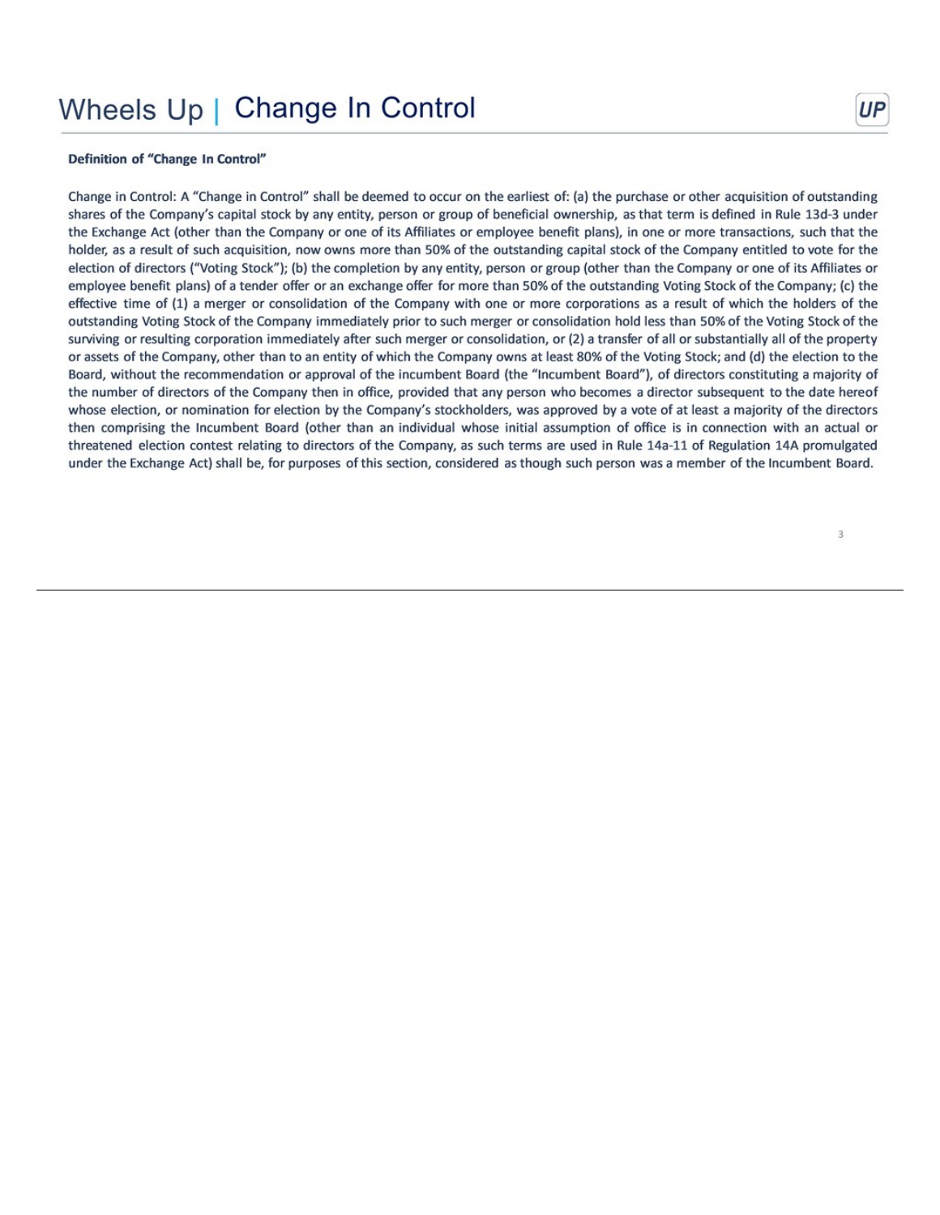# Wheels Up | Change In Control

**Definition of "Change In Control"**

Change in Control: A "Change in Control" shall be deemed to occur on the earliest of: (a) the purchase or other acquisition of outstanding shares of the Company's capital stock by any entity, person or group of beneficial ownership, as that term is defined in Rule 13d-3 under the Exchange Act (other than the Company or one of its Affiliates or employee benefit plans), in one or more transactions, such that the holder, as a result of such acquisition, now owns more than 50% of the outstanding capital stock of the Company entitled to vote for the election of directors ("Voting Stock"); (b) the completion by any entity, person or group (other than the Company or one of its Affiliates or employee benefit plans) of a tender offer or an exchange offer for more than 50% of the outstanding Voting Stock of the Company; (c) the effective time of (1) a merger or consolidation of the Company with one or more corporations as a result of which the holders of the outstanding Voting Stock of the Company immediately prior to such merger or consolidation hold less than 50% of the Voting Stock of the surviving or resulting corporation immediately after such merger or consolidation, or (2) a transfer of all or substantially all of the property or assets of the Company, other than to an entity of which the Company owns at least 80% of the Voting Stock; and (d) the election to the Board, without the recommendation or approval of the incumbent Board (the "Incumbent Board"), of directors constituting a majority of the number of directors of the Company then in office, provided that any person who becomes a director subsequent to the date hereof whose election, or nomination for election by the Company's stockholders, was approved by a vote of at least a majority of the directors then comprising the Incumbent Board (other than an individual whose initial assumption of office is in connection with an actual or threatened election contest relating to directors of the Company, as such terms are used in Rule 14a-11 of Regulation 14A promulgated under the Exchange Act) shall be, for purposes of this section, considered as though such person was a member of the Incumbent Board.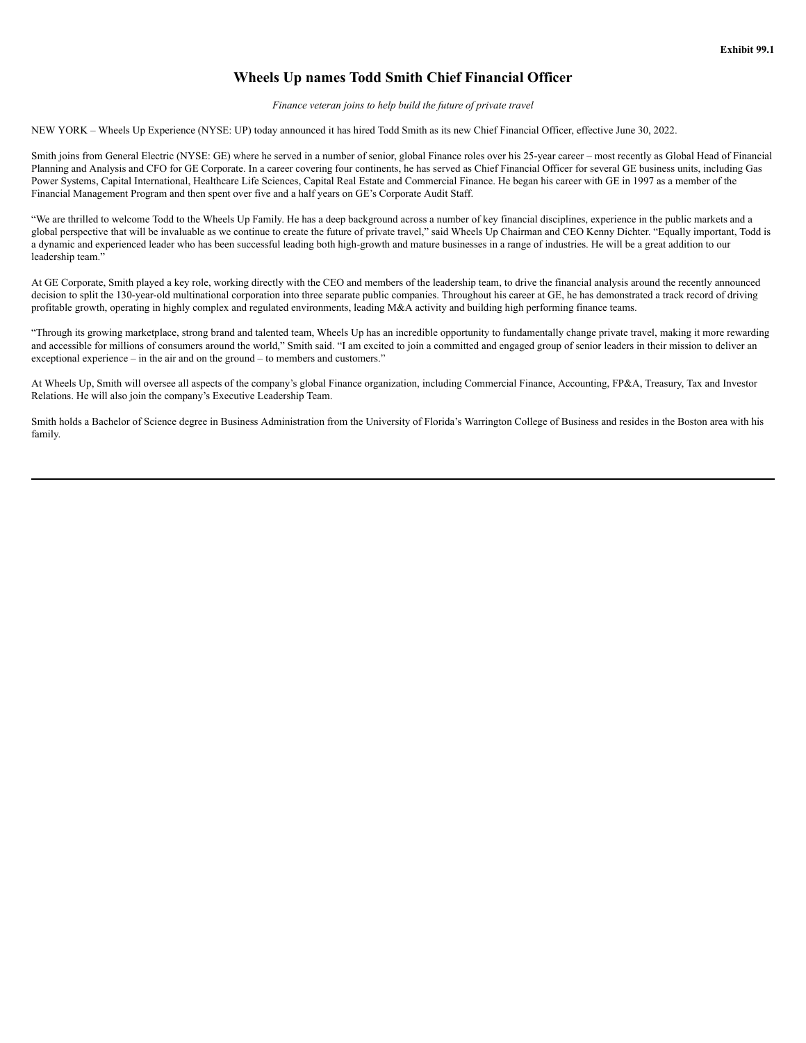Exhibit 99.1

# Wheels Up names Todd Smith Chief Financial Officer

*Finance veteran joins to help build the future of private travel*

NEW YORK – Wheels Up Experience (NYSE: UP) today announced it has hired Todd Smith as its new Chief Financial Officer, effective June 30, 2022.

Smith joins from General Electric (NYSE: GE) where he served in a number of senior, global Finance roles over his 25-year career – most recently as Global Head of Financial Planning and Analysis and CFO for GE Corporate. In a career covering four continents, he has served as Chief Financial Officer for several GE business units, including Gas Power Systems, Capital International, Healthcare Life Sciences, Capital Real Estate and Commercial Finance. He began his career with GE in 1997 as a member of the Financial Management Program and then spent over five and a half years on GE's Corporate Audit Staff.

"We are thrilled to welcome Todd to the Wheels Up Family. He has a deep background across a number of key financial disciplines, experience in the public markets and a global perspective that will be invaluable as we continue to create the future of private travel," said Wheels Up Chairman and CEO Kenny Dichter. "Equally important, Todd is a dynamic and experienced leader who has been successful leading both high-growth and mature businesses in a range of industries. He will be a great addition to our leadership team."

At GE Corporate, Smith played a key role, working directly with the CEO and members of the leadership team, to drive the financial analysis around the recently announced decision to split the 130-year-old multinational corporation into three separate public companies. Throughout his career at GE, he has demonstrated a track record of driving profitable growth, operating in highly complex and regulated environments, leading M&A activity and building high performing finance teams.

"Through its growing marketplace, strong brand and talented team, Wheels Up has an incredible opportunity to fundamentally change private travel, making it more rewarding and accessible for millions of consumers around the world," Smith said. "I am excited to join a committed and engaged group of senior leaders in their mission to deliver an exceptional experience – in the air and on the ground – to members and customers."

At Wheels Up, Smith will oversee all aspects of the company's global Finance organization, including Commercial Finance, Accounting, FP&A, Treasury, Tax and Investor Relations. He will also join the company's Executive Leadership Team.

Smith holds a Bachelor of Science degree in Business Administration from the University of Florida's Warrington College of Business and resides in the Boston area with his family.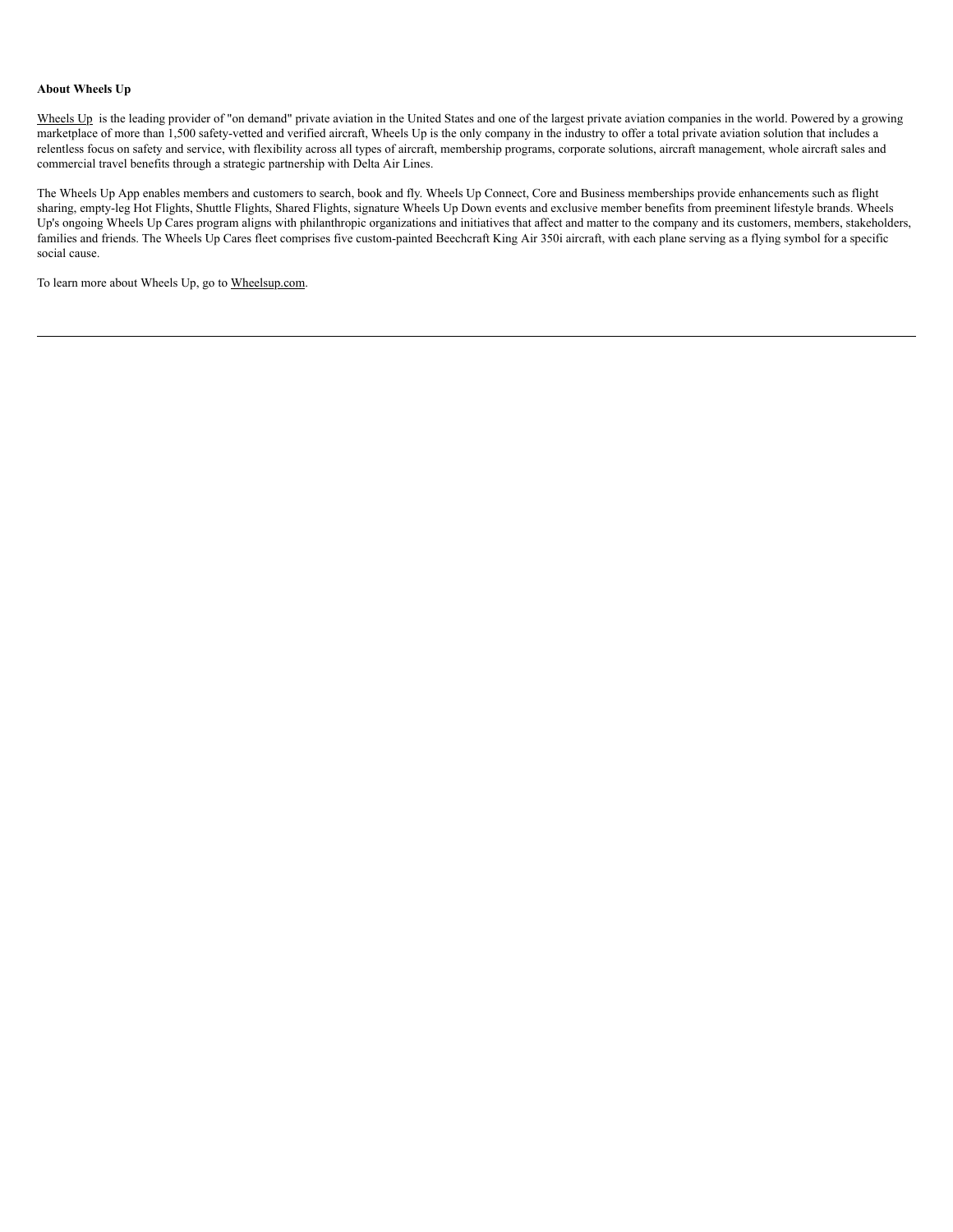**About Wheels Up**

Wheels Up is the leading provider of "on demand" private aviation in the United States and one of the largest private aviation companies in the world. Powered by a growing marketplace of more than 1,500 safety-vetted and verified aircraft, Wheels Up is the only company in the industry to offer a total private aviation solution that includes a relentless focus on safety and service, with flexibility across all types of aircraft, membership programs, corporate solutions, aircraft management, whole aircraft sales and commercial travel benefits through a strategic partnership with Delta Air Lines.

The Wheels Up App enables members and customers to search, book and fly. Wheels Up Connect, Core and Business memberships provide enhancements such as flight sharing, empty-leg Hot Flights, Shuttle Flights, Shared Flights, signature Wheels Up Down events and exclusive member benefits from preeminent lifestyle brands. Wheels Up's ongoing Wheels Up Cares program aligns with philanthropic organizations and initiatives that affect and matter to the company and its customers, members, stakeholders, families and friends. The Wheels Up Cares fleet comprises five custom-painted Beechcraft King Air 350i aircraft, with each plane serving as a flying symbol for a specific social cause.

To learn more about Wheels Up, go to Wheelsup.com.